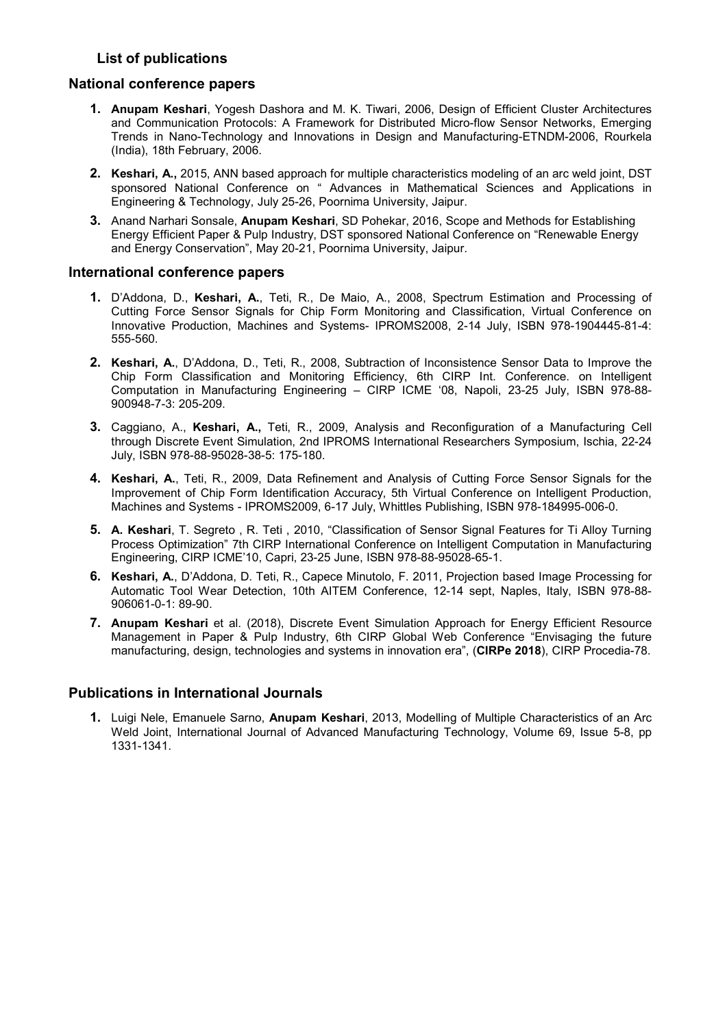## List of publications

### National conference papers

1. **Anupam Keshari**, Yogesh Dashora and M. K. Tiwari, 2006, Design of Efficient Cluster Architectures and Communication Protocols: A Framework for Distributed Micro-flow Sensor Networks, Emerging Trends in Nano-Technology and Innovations in Design and Manufacturing-ETNDM-2006, Rourkela (India), 18th February, 2006.
2. **Keshari, A.,** 2015, ANN based approach for multiple characteristics modeling of an arc weld joint, DST sponsored National Conference on " Advances in Mathematical Sciences and Applications in Engineering & Technology, July 25-26, Poornima University, Jaipur.
3. Anand Narhari Sonsale, **Anupam Keshari**, SD Pohekar, 2016, Scope and Methods for Establishing Energy Efficient Paper & Pulp Industry, DST sponsored National Conference on "Renewable Energy and Energy Conservation", May 20-21, Poornima University, Jaipur.

### International conference papers

1. D'Addona, D., **Keshari, A.**, Teti, R., De Maio, A., 2008, Spectrum Estimation and Processing of Cutting Force Sensor Signals for Chip Form Monitoring and Classification, Virtual Conference on Innovative Production, Machines and Systems- IPROMS2008, 2-14 July, ISBN 978-1904445-81-4: 555-560.
2. **Keshari, A.**, D'Addona, D., Teti, R., 2008, Subtraction of Inconsistence Sensor Data to Improve the Chip Form Classification and Monitoring Efficiency, 6th CIRP Int. Conference. on Intelligent Computation in Manufacturing Engineering – CIRP ICME '08, Napoli, 23-25 July, ISBN 978-88-900948-7-3: 205-209.
3. Caggiano, A., **Keshari, A.,** Teti, R., 2009, Analysis and Reconfiguration of a Manufacturing Cell through Discrete Event Simulation, 2nd IPROMS International Researchers Symposium, Ischia, 22-24 July, ISBN 978-88-95028-38-5: 175-180.
4. **Keshari, A.**, Teti, R., 2009, Data Refinement and Analysis of Cutting Force Sensor Signals for the Improvement of Chip Form Identification Accuracy, 5th Virtual Conference on Intelligent Production, Machines and Systems - IPROMS2009, 6-17 July, Whittles Publishing, ISBN 978-184995-006-0.
5. **A. Keshari**, T. Segreto , R. Teti , 2010, "Classification of Sensor Signal Features for Ti Alloy Turning Process Optimization" 7th CIRP International Conference on Intelligent Computation in Manufacturing Engineering, CIRP ICME'10, Capri, 23-25 June, ISBN 978-88-95028-65-1.
6. **Keshari, A.**, D'Addona, D. Teti, R., Capece Minutolo, F. 2011, Projection based Image Processing for Automatic Tool Wear Detection, 10th AITEM Conference, 12-14 sept, Naples, Italy, ISBN 978-88-906061-0-1: 89-90.
7. **Anupam Keshari** et al. (2018), Discrete Event Simulation Approach for Energy Efficient Resource Management in Paper & Pulp Industry, 6th CIRP Global Web Conference "Envisaging the future manufacturing, design, technologies and systems in innovation era", (**CIRPe 2018**), CIRP Procedia-78.

### Publications in International Journals

1. Luigi Nele, Emanuele Sarno, **Anupam Keshari**, 2013, Modelling of Multiple Characteristics of an Arc Weld Joint, International Journal of Advanced Manufacturing Technology, Volume 69, Issue 5-8, pp 1331-1341.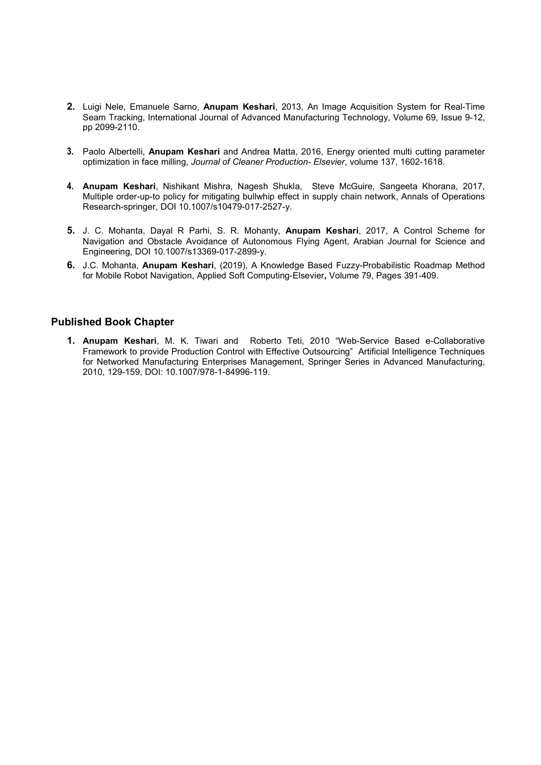2. Luigi Nele, Emanuele Sarno, **Anupam Keshari**, 2013, An Image Acquisition System for Real-Time Seam Tracking, International Journal of Advanced Manufacturing Technology, Volume 69, Issue 9-12, pp 2099-2110.

3. Paolo Albertelli, **Anupam Keshari** and Andrea Matta, 2016, Energy oriented multi cutting parameter optimization in face milling, *Journal of Cleaner Production- Elsevier*, volume 137, 1602-1618.

4. **Anupam Keshari**, Nishikant Mishra, Nagesh Shukla, Steve McGuire, Sangeeta Khorana, 2017, Multiple order-up-to policy for mitigating bullwhip effect in supply chain network, Annals of Operations Research-springer, DOI 10.1007/s10479-017-2527-y.

5. J. C. Mohanta, Dayal R Parhi, S. R. Mohanty, **Anupam Keshari**, 2017, A Control Scheme for Navigation and Obstacle Avoidance of Autonomous Flying Agent, Arabian Journal for Science and Engineering, DOI 10.1007/s13369-017-2899-y.

6. J.C. Mohanta, **Anupam Keshari**, (2019), A Knowledge Based Fuzzy-Probabilistic Roadmap Method for Mobile Robot Navigation, Applied Soft Computing-Elsevier**,** Volume 79, Pages 391-409.

## Published Book Chapter

1. **Anupam Keshari**, M. K. Tiwari and Roberto Teti, 2010 "Web-Service Based e-Collaborative Framework to provide Production Control with Effective Outsourcing" Artificial Intelligence Techniques for Networked Manufacturing Enterprises Management, Springer Series in Advanced Manufacturing, 2010, 129-159, DOI: 10.1007/978-1-84996-119.